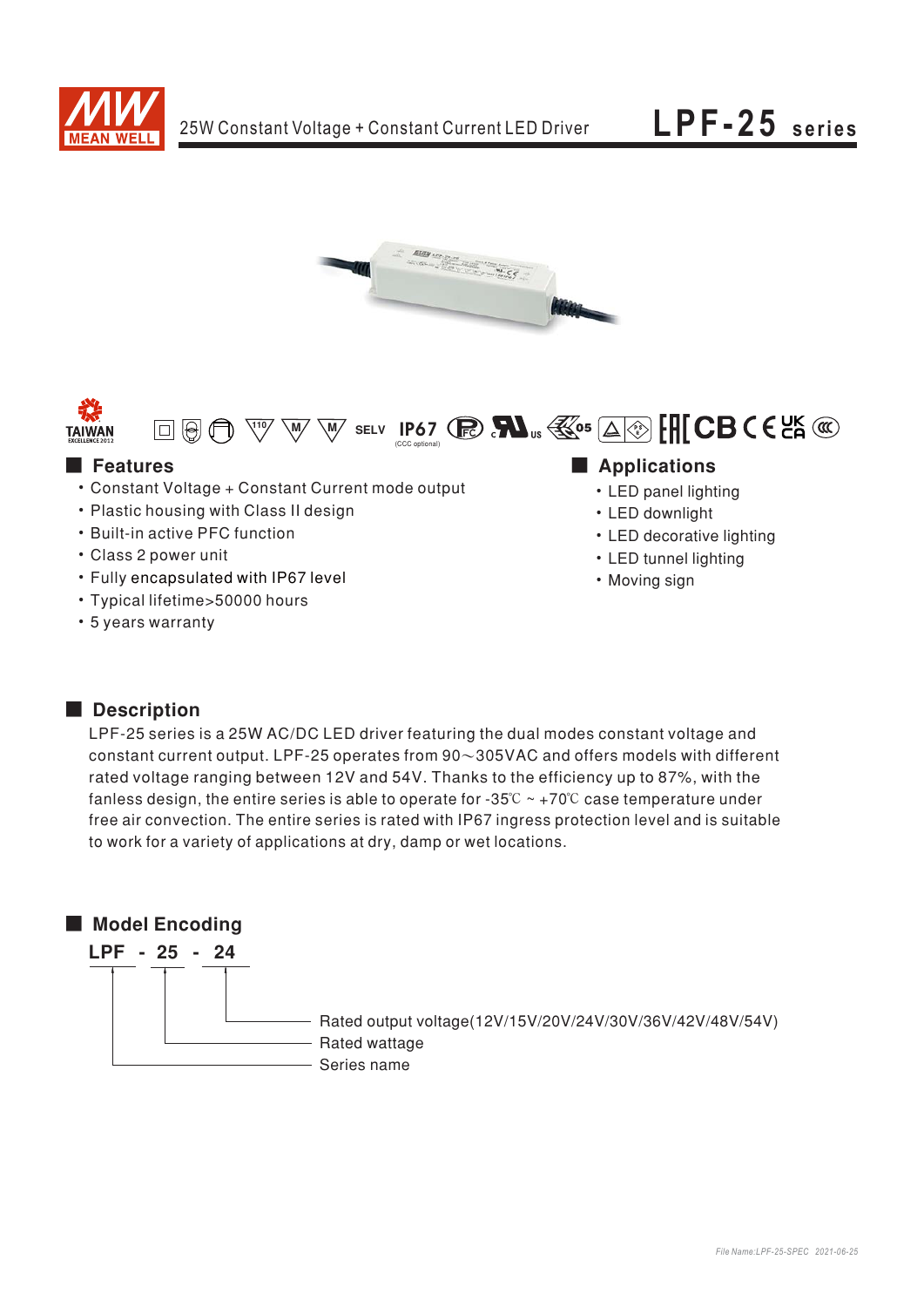# LPF-25 series

25W Constant Voltage + Constant Current LED Driver

SELV IP67 (CCC optional)

## Features

- Constant Voltage + Constant Current mode output
- Plastic housing with Class II design
- Built-in active PFC function
- Class 2 power unit
- Fully encapsulated with IP67 level
- Typical lifetime>50000 hours
- 5 years warranty

## Applications

- LED panel lighting
- LED downlight
- LED decorative lighting
- LED tunnel lighting
- Moving sign

## Description

LPF-25 series is a 25W AC/DC LED driver featuring the dual modes constant voltage and constant current output. LPF-25 operates from 90～305VAC and offers models with different rated voltage ranging between 12V and 54V. Thanks to the efficiency up to 87%, with the fanless design, the entire series is able to operate for -35℃ ~ +70℃ case temperature under free air convection. The entire series is rated with IP67 ingress protection level and is suitable to work for a variety of applications at dry, damp or wet locations.

## Model Encoding

**LPF - 25 - 24**

- 24: Rated output voltage(12V/15V/20V/24V/30V/36V/42V/48V/54V)
- 25: Rated wattage
- LPF: Series name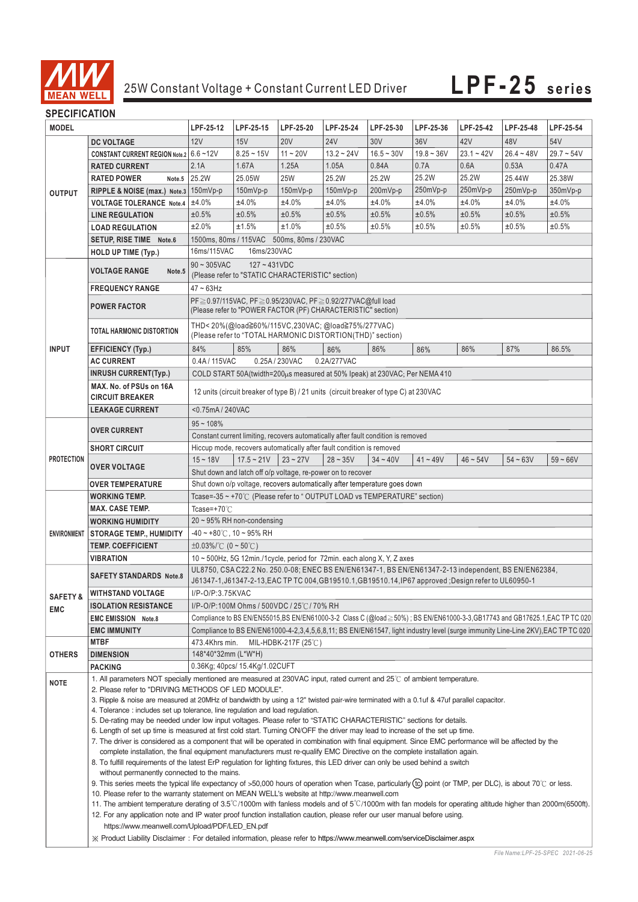# 25W Constant Voltage + Constant Current LED Driver — LPF-25 series

## SPECIFICATION

| MODEL | | LPF-25-12 | LPF-25-15 | LPF-25-20 | LPF-25-24 | LPF-25-30 | LPF-25-36 | LPF-25-42 | LPF-25-48 | LPF-25-54 |
|---|---|---|---|---|---|---|---|---|---|---|
| OUTPUT | DC VOLTAGE | 12V | 15V | 20V | 24V | 30V | 36V | 42V | 48V | 54V |
| | CONSTANT CURRENT REGION Note.2 | 6.6 ~12V | 8.25 ~ 15V | 11 ~ 20V | 13.2 ~ 24V | 16.5 ~ 30V | 19.8 ~ 36V | 23.1 ~ 42V | 26.4 ~ 48V | 29.7 ~ 54V |
| | RATED CURRENT | 2.1A | 1.67A | 1.25A | 1.05A | 0.84A | 0.7A | 0.6A | 0.53A | 0.47A |
| | RATED POWER Note.5 | 25.2W | 25.05W | 25W | 25.2W | 25.2W | 25.2W | 25.2W | 25.44W | 25.38W |
| | RIPPLE & NOISE (max.) Note.3 | 150mVp-p | 150mVp-p | 150mVp-p | 150mVp-p | 200mVp-p | 250mVp-p | 250mVp-p | 250mVp-p | 350mVp-p |
| | VOLTAGE TOLERANCE Note.4 | ±4.0% | ±4.0% | ±4.0% | ±4.0% | ±4.0% | ±4.0% | ±4.0% | ±4.0% | ±4.0% |
| | LINE REGULATION | ±0.5% | ±0.5% | ±0.5% | ±0.5% | ±0.5% | ±0.5% | ±0.5% | ±0.5% | ±0.5% |
| | LOAD REGULATION | ±2.0% | ±1.5% | ±1.0% | ±0.5% | ±0.5% | ±0.5% | ±0.5% | ±0.5% | ±0.5% |
| | SETUP, RISE TIME Note.6 | 1500ms, 80ms / 115VAC 500ms, 80ms / 230VAC | | | | | | | | |
| | HOLD UP TIME (Typ.) | 16ms/115VAC 16ms/230VAC | | | | | | | | |
| INPUT | VOLTAGE RANGE Note.5 | 90 ~ 305VAC 127 ~ 431VDC (Please refer to "STATIC CHARACTERISTIC" section) | | | | | | | | |
| | FREQUENCY RANGE | 47 ~ 63Hz | | | | | | | | |
| | POWER FACTOR | PF≧0.97/115VAC, PF≧0.95/230VAC, PF≧0.92/277VAC@full load (Please refer to "POWER FACTOR (PF) CHARACTERISTIC" section) | | | | | | | | |
| | TOTAL HARMONIC DISTORTION | THD< 20%(@load≧60%/115VC,230VAC; @load≧75%/277VAC) (Please refer to "TOTAL HARMONIC DISTORTION(THD)" section) | | | | | | | | |
| | EFFICIENCY (Typ.) | 84% | 85% | 86% | 86% | 86% | 86% | 86% | 87% | 86.5% |
| | AC CURRENT | 0.4A / 115VAC 0.25A / 230VAC 0.2A/277VAC | | | | | | | | |
| | INRUSH CURRENT(Typ.) | COLD START 50A(twidth=200μs measured at 50% Ipeak) at 230VAC; Per NEMA 410 | | | | | | | | |
| | MAX. No. of PSUs on 16A CIRCUIT BREAKER | 12 units (circuit breaker of type B) / 21 units (circuit breaker of type C) at 230VAC | | | | | | | | |
| | LEAKAGE CURRENT | <0.75mA / 240VAC | | | | | | | | |
| PROTECTION | OVER CURRENT | 95 ~ 108% Constant current limiting, recovers automatically after fault condition is removed | | | | | | | | |
| | SHORT CIRCUIT | Hiccup mode, recovers automatically after fault condition is removed | | | | | | | | |
| | OVER VOLTAGE | 15 ~ 18V | 17.5 ~ 21V | 23 ~ 27V | 28 ~ 35V | 34 ~ 40V | 41 ~ 49V | 46 ~ 54V | 54 ~ 63V | 59 ~ 66V |
| | | Shut down and latch off o/p voltage, re-power on to recover | | | | | | | | |
| | OVER TEMPERATURE | Shut down o/p voltage, recovers automatically after temperature goes down | | | | | | | | |
| ENVIRONMENT | WORKING TEMP. | Tcase=-35 ~ +70℃ (Please refer to " OUTPUT LOAD vs TEMPERATURE" section) | | | | | | | | |
| | MAX. CASE TEMP. | Tcase=+70℃ | | | | | | | | |
| | WORKING HUMIDITY | 20 ~ 95% RH non-condensing | | | | | | | | |
| | STORAGE TEMP., HUMIDITY | -40 ~ +80℃, 10 ~ 95% RH | | | | | | | | |
| | TEMP. COEFFICIENT | ±0.03%/℃ (0 ~ 50℃) | | | | | | | | |
| | VIBRATION | 10 ~ 500Hz, 5G 12min./1cycle, period for 72min. each along X, Y, Z axes | | | | | | | | |
| SAFETY & EMC | SAFETY STANDARDS Note.8 | UL8750, CSA C22.2 No. 250.0-08; ENEC BS EN/EN61347-1, BS EN/EN61347-2-13 independent, BS EN/EN62384, J61347-1,J61347-2-13,EAC TP TC 004,GB19510.1,GB19510.14,IP67 approved ;Design refer to UL60950-1 | | | | | | | | |
| | WITHSTAND VOLTAGE | I/P-O/P:3.75KVAC | | | | | | | | |
| | ISOLATION RESISTANCE | I/P-O/P:100M Ohms / 500VDC / 25℃/ 70% RH | | | | | | | | |
| | EMC EMISSION Note.8 | Compliance to BS EN/EN55015,BS EN/EN61000-3-2 Class C (@load≧50%) ; BS EN/EN61000-3-3,GB17743 and GB17625.1,EAC TP TC 020 | | | | | | | | |
| | EMC IMMUNITY | Compliance to BS EN/EN61000-4-2,3,4,5,6,8,11; BS EN/EN61547, light industry level (surge immunity Line-Line 2KV),EAC TP TC 020 | | | | | | | | |
| OTHERS | MTBF | 473.4Khrs min. MIL-HDBK-217F (25℃) | | | | | | | | |
| | DIMENSION | 148*40*32mm (L*W*H) | | | | | | | | |
| | PACKING | 0.36Kg; 40pcs/ 15.4Kg/1.02CUFT | | | | | | | | |

**NOTE**

1. All parameters NOT specially mentioned are measured at 230VAC input, rated current and 25℃ of ambient temperature.
2. Please refer to "DRIVING METHODS OF LED MODULE".
3. Ripple & noise are measured at 20MHz of bandwidth by using a 12" twisted pair-wire terminated with a 0.1uf & 47uf parallel capacitor.
4. Tolerance : includes set up tolerance, line regulation and load regulation.
5. De-rating may be needed under low input voltages. Please refer to "STATIC CHARACTERISTIC" sections for details.
6. Length of set up time is measured at first cold start. Turning ON/OFF the driver may lead to increase of the set up time.
7. The driver is considered as a component that will be operated in combination with final equipment. Since EMC performance will be affected by the complete installation, the final equipment manufacturers must re-qualify EMC Directive on the complete installation again.
8. To fulfill requirements of the latest ErP regulation for lighting fixtures, this LED driver can only be used behind a switch without permanently connected to the mains.
9. This series meets the typical life expectancy of >50,000 hours of operation when Tcase, particularly (tc) point (or TMP, per DLC), is about 70℃ or less.
10. Please refer to the warranty statement on MEAN WELL's website at http://www.meanwell.com
11. The ambient temperature derating of 3.5℃/1000m with fanless models and of 5℃/1000m with fan models for operating altitude higher than 2000m(6500ft).
12. For any application note and IP water proof function installation caution, please refer our user manual before using. https://www.meanwell.com/Upload/PDF/LED_EN.pdf

※ Product Liability Disclaimer : For detailed information, please refer to https://www.meanwell.com/serviceDisclaimer.aspx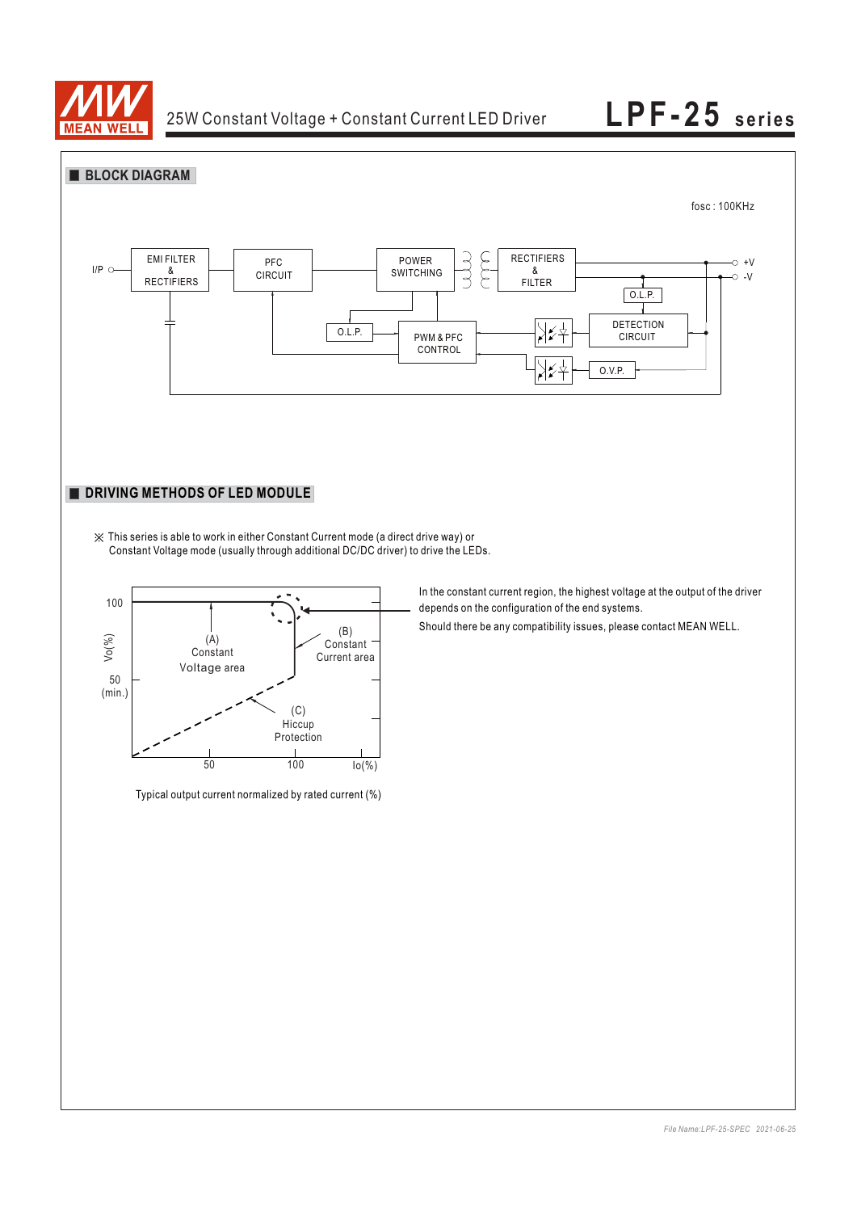## BLOCK DIAGRAM

fosc : 100KHz

I/P — EMI FILTER & RECTIFIERS — PFC CIRCUIT — POWER SWITCHING — RECTIFIERS & FILTER — +V / -V

O.L.P. — PWM & PFC CONTROL — DETECTION CIRCUIT — O.L.P. — O.V.P.

## DRIVING METHODS OF LED MODULE

※ This series is able to work in either Constant Current mode (a direct drive way) or Constant Voltage mode (usually through additional DC/DC driver) to drive the LEDs.

Vo(%): 100, 50 (min.)

(A) Constant Voltage area

(B) Constant Current area

(C) Hiccup Protection

Io(%): 50, 100

Typical output current normalized by rated current (%)

In the constant current region, the highest voltage at the output of the driver depends on the configuration of the end systems.

Should there be any compatibility issues, please contact MEAN WELL.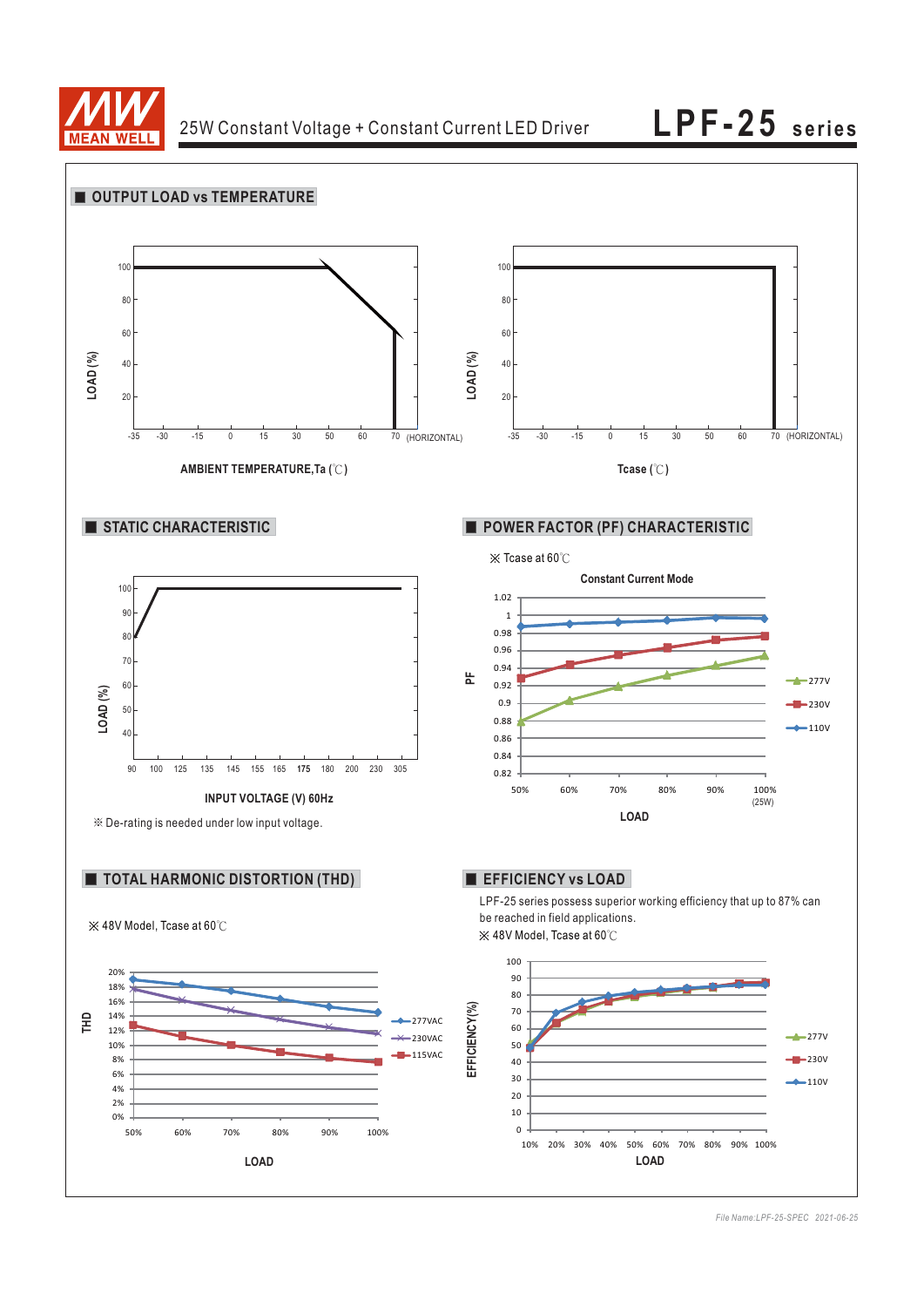## OUTPUT LOAD vs TEMPERATURE

LOAD (%)

100, 80, 60, 40, 20

-35 -30 -15 0 15 30 50 60 70 (HORIZONTAL)

AMBIENT TEMPERATURE,Ta (℃)

LOAD (%)

100, 80, 60, 40, 20

-35 -30 -15 0 15 30 50 60 70 (HORIZONTAL)

Tcase (℃)

## STATIC CHARACTERISTIC

LOAD (%)

100, 90, 80, 70, 60, 50, 40

90 100 125 135 145 155 165 175 180 200 230 305

INPUT VOLTAGE (V) 60Hz

※ De-rating is needed under low input voltage.

## POWER FACTOR (PF) CHARACTERISTIC

※ Tcase at 60℃

Constant Current Mode

PF

1.02, 1, 0.98, 0.96, 0.94, 0.92, 0.9, 0.88, 0.86, 0.84, 0.82

50% 60% 70% 80% 90% 100% (25W)

LOAD

277V, 230V, 110V

## TOTAL HARMONIC DISTORTION (THD)

※ 48V Model, Tcase at 60℃

THD

20%, 18%, 16%, 14%, 12%, 10%, 8%, 6%, 4%, 2%, 0%

50% 60% 70% 80% 90% 100%

LOAD

277VAC, 230VAC, 115VAC

## EFFICIENCY vs LOAD

LPF-25 series possess superior working efficiency that up to 87% can be reached in field applications.

※ 48V Model, Tcase at 60℃

EFFICIENCY(%)

100, 90, 80, 70, 60, 50, 40, 30, 20, 10, 0

10% 20% 30% 40% 50% 60% 70% 80% 90% 100%

LOAD

277V, 230V, 110V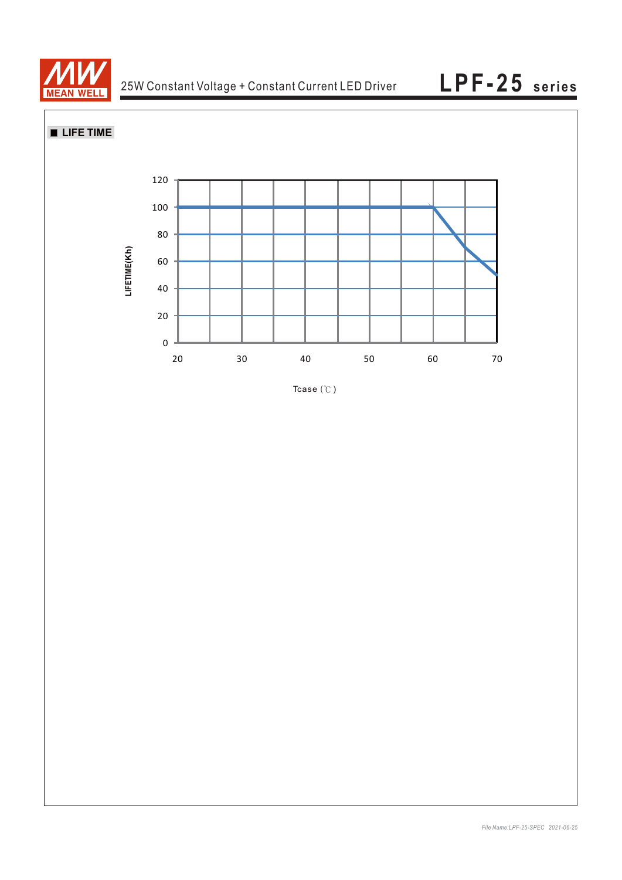## ■ LIFE TIME

LIFETIME(Kh)

120
100
80
60
40
20
0

20 30 40 50 60 70

Tcase (℃)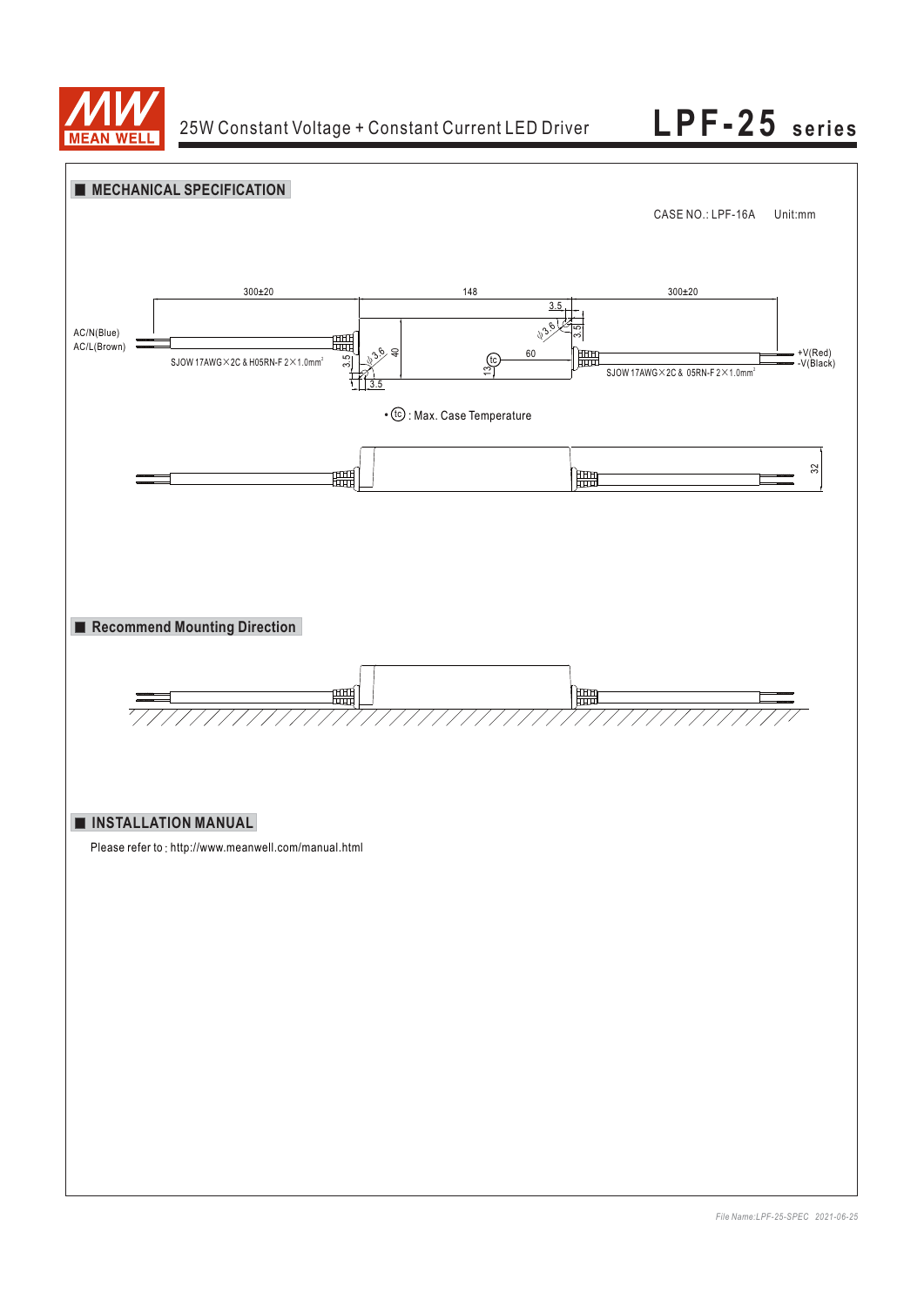## MECHANICAL SPECIFICATION

CASE NO.: LPF-16A Unit:mm

300±20

148

300±20

3.5

ϕ3.6

3.5

AC/N(Blue)

AC/L(Brown)

SJOW 17AWG×2C & H05RN-F 2×1.0mm²

3.5

ϕ3.6

40

tc

60

13

3.5

+V(Red)

-V(Black)

SJOW 17AWG×2C & 05RN-F 2×1.0mm²

• tc : Max. Case Temperature

32

## Recommend Mounting Direction

## INSTALLATION MANUAL

Please refer to : http://www.meanwell.com/manual.html

*File Name:LPF-25-SPEC 2021-06-25*